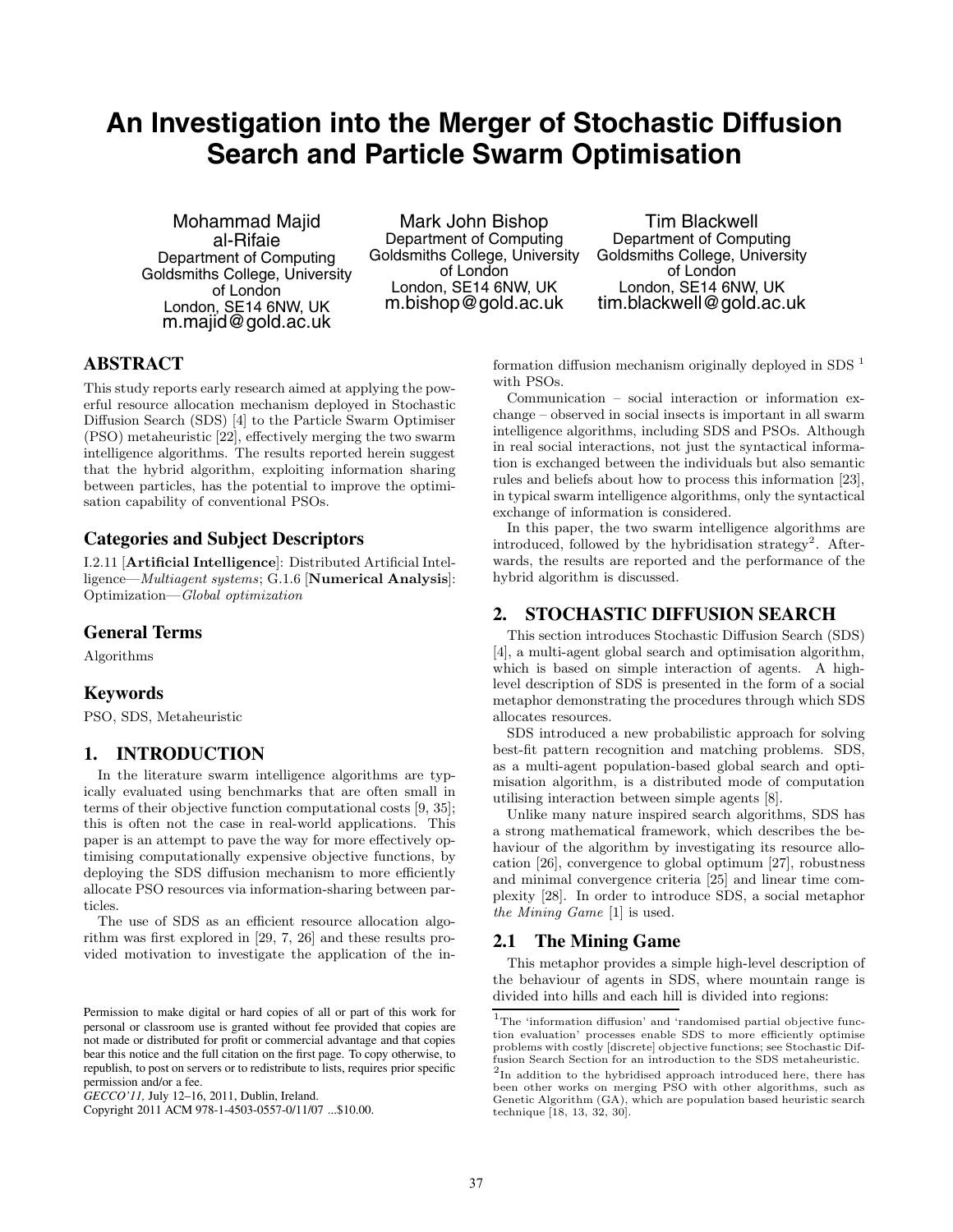# An Investigation into the Merger of Stochastic Diffusion Search and Particle Swarm Optimisation

Mohammad Majid al-Rifaie
Department of Computing
Goldsmiths College, University of London
London, SE14 6NW, UK
m.majid@gold.ac.uk

Mark John Bishop
Department of Computing
Goldsmiths College, University of London
London, SE14 6NW, UK
m.bishop@gold.ac.uk

Tim Blackwell
Department of Computing
Goldsmiths College, University of London
London, SE14 6NW, UK
tim.blackwell@gold.ac.uk

## ABSTRACT

This study reports early research aimed at applying the powerful resource allocation mechanism deployed in Stochastic Diffusion Search (SDS) [4] to the Particle Swarm Optimiser (PSO) metaheuristic [22], effectively merging the two swarm intelligence algorithms. The results reported herein suggest that the hybrid algorithm, exploiting information sharing between particles, has the potential to improve the optimisation capability of conventional PSOs.

### Categories and Subject Descriptors

I.2.11 [**Artificial Intelligence**]: Distributed Artificial Intelligence—*Multiagent systems*; G.1.6 [**Numerical Analysis**]: Optimization—*Global optimization*

### General Terms

Algorithms

### Keywords

PSO, SDS, Metaheuristic

## 1. INTRODUCTION

In the literature swarm intelligence algorithms are typically evaluated using benchmarks that are often small in terms of their objective function computational costs [9, 35]; this is often not the case in real-world applications. This paper is an attempt to pave the way for more effectively optimising computationally expensive objective functions, by deploying the SDS diffusion mechanism to more efficiently allocate PSO resources via information-sharing between particles.

The use of SDS as an efficient resource allocation algorithm was first explored in [29, 7, 26] and these results provided motivation to investigate the application of the information diffusion mechanism originally deployed in SDS [1] with PSOs.

Communication – social interaction or information exchange – observed in social insects is important in all swarm intelligence algorithms, including SDS and PSOs. Although in real social interactions, not just the syntactical information is exchanged between the individuals but also semantic rules and beliefs about how to process this information [23], in typical swarm intelligence algorithms, only the syntactical exchange of information is considered.

In this paper, the two swarm intelligence algorithms are introduced, followed by the hybridisation strategy[2]. Afterwards, the results are reported and the performance of the hybrid algorithm is discussed.

## 2. STOCHASTIC DIFFUSION SEARCH

This section introduces Stochastic Diffusion Search (SDS) [4], a multi-agent global search and optimisation algorithm, which is based on simple interaction of agents. A high-level description of SDS is presented in the form of a social metaphor demonstrating the procedures through which SDS allocates resources.

SDS introduced a new probabilistic approach for solving best-fit pattern recognition and matching problems. SDS, as a multi-agent population-based global search and optimisation algorithm, is a distributed mode of computation utilising interaction between simple agents [8].

Unlike many nature inspired search algorithms, SDS has a strong mathematical framework, which describes the behaviour of the algorithm by investigating its resource allocation [26], convergence to global optimum [27], robustness and minimal convergence criteria [25] and linear time complexity [28]. In order to introduce SDS, a social metaphor *the Mining Game* [1] is used.

### 2.1 The Mining Game

This metaphor provides a simple high-level description of the behaviour of agents in SDS, where mountain range is divided into hills and each hill is divided into regions:

[1] The 'information diffusion' and 'randomised partial objective function evaluation' processes enable SDS to more efficiently optimise problems with costly [discrete] objective functions; see Stochastic Diffusion Search Section for an introduction to the SDS metaheuristic.

[2] In addition to the hybridised approach introduced here, there has been other works on merging PSO with other algorithms, such as Genetic Algorithm (GA), which are population based heuristic search technique [18, 13, 32, 30].

Permission to make digital or hard copies of all or part of this work for personal or classroom use is granted without fee provided that copies are not made or distributed for profit or commercial advantage and that copies bear this notice and the full citation on the first page. To copy otherwise, to republish, to post on servers or to redistribute to lists, requires prior specific permission and/or a fee.
*GECCO'11,* July 12–16, 2011, Dublin, Ireland.
Copyright 2011 ACM 978-1-4503-0557-0/11/07 ...$10.00.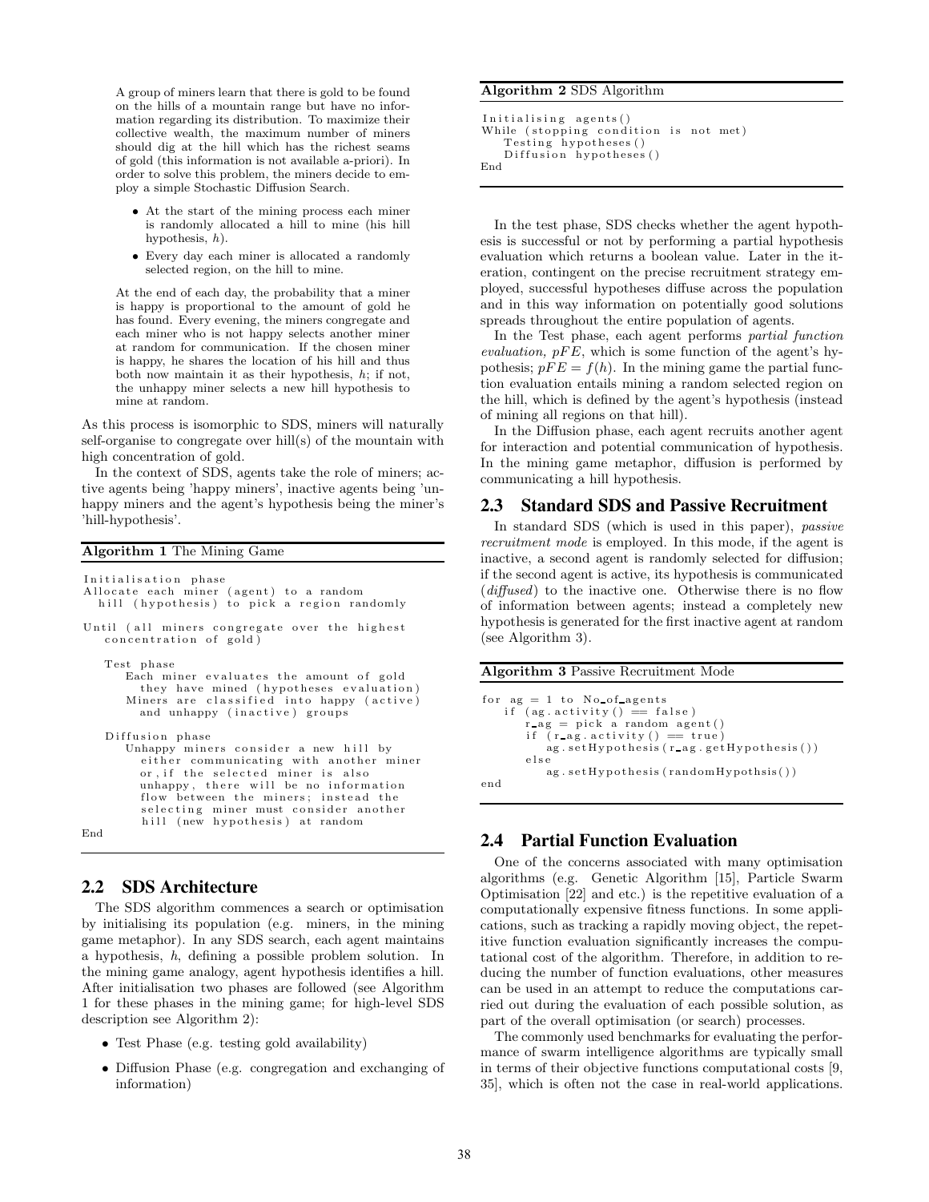> A group of miners learn that there is gold to be found on the hills of a mountain range but have no information regarding its distribution. To maximize their collective wealth, the maximum number of miners should dig at the hill which has the richest seams of gold (this information is not available a-priori). In order to solve this problem, the miners decide to employ a simple Stochastic Diffusion Search.
>
> - At the start of the mining process each miner is randomly allocated a hill to mine (his hill hypothesis, $h$).
> - Every day each miner is allocated a randomly selected region, on the hill to mine.
>
> At the end of each day, the probability that a miner is happy is proportional to the amount of gold he has found. Every evening, the miners congregate and each miner who is not happy selects another miner at random for communication. If the chosen miner is happy, he shares the location of his hill and thus both now maintain it as their hypothesis, $h$; if not, the unhappy miner selects a new hill hypothesis to mine at random.

As this process is isomorphic to SDS, miners will naturally self-organise to congregate over hill(s) of the mountain with high concentration of gold.

In the context of SDS, agents take the role of miners; active agents being 'happy miners', inactive agents being 'unhappy miners and the agent's hypothesis being the miner's 'hill-hypothesis'.

**Algorithm 1** The Mining Game

```
Initialisation phase
Allocate each miner (agent) to a random
  hill (hypothesis) to pick a region randomly

Until (all miners congregate over the highest
    concentration of gold)

    Test phase
       Each miner evaluates the amount of gold
         they have mined (hypotheses evaluation)
       Miners are classified into happy (active)
         and unhappy (inactive) groups

    Diffusion phase
       Unhappy miners consider a new hill by
         either communicating with another miner
         or, if the selected miner is also
         unhappy, there will be no information
         flow between the miners; instead the
         selecting miner must consider another
         hill (new hypothesis) at random
End
```

## 2.2 SDS Architecture

The SDS algorithm commences a search or optimisation by initialising its population (e.g. miners, in the mining game metaphor). In any SDS search, each agent maintains a hypothesis, $h$, defining a possible problem solution. In the mining game analogy, agent hypothesis identifies a hill. After initialisation two phases are followed (see Algorithm 1 for these phases in the mining game; for high-level SDS description see Algorithm 2):

- Test Phase (e.g. testing gold availability)
- Diffusion Phase (e.g. congregation and exchanging of information)

**Algorithm 2** SDS Algorithm

```
Initialising agents()
While (stopping condition is not met)
   Testing hypotheses()
   Diffusion hypotheses()
End
```

In the test phase, SDS checks whether the agent hypothesis is successful or not by performing a partial hypothesis evaluation which returns a boolean value. Later in the iteration, contingent on the precise recruitment strategy employed, successful hypotheses diffuse across the population and in this way information on potentially good solutions spreads throughout the entire population of agents.

In the Test phase, each agent performs *partial function evaluation, pFE*, which is some function of the agent's hypothesis; $pFE = f(h)$. In the mining game the partial function evaluation entails mining a random selected region on the hill, which is defined by the agent's hypothesis (instead of mining all regions on that hill).

In the Diffusion phase, each agent recruits another agent for interaction and potential communication of hypothesis. In the mining game metaphor, diffusion is performed by communicating a hill hypothesis.

## 2.3 Standard SDS and Passive Recruitment

In standard SDS (which is used in this paper), *passive recruitment mode* is employed. In this mode, if the agent is inactive, a second agent is randomly selected for diffusion; if the second agent is active, its hypothesis is communicated (*diffused*) to the inactive one. Otherwise there is no flow of information between agents; instead a completely new hypothesis is generated for the first inactive agent at random (see Algorithm 3).

**Algorithm 3** Passive Recruitment Mode

```
for ag = 1 to No_of_agents
   if (ag.activity() == false)
      r_ag = pick a random agent()
      if (r_ag.activity() == true)
         ag.setHypothesis(r_ag.getHypothesis())
      else
         ag.setHypothesis(randomHypothsis())
end
```

## 2.4 Partial Function Evaluation

One of the concerns associated with many optimisation algorithms (e.g. Genetic Algorithm [15], Particle Swarm Optimisation [22] and etc.) is the repetitive evaluation of a computationally expensive fitness functions. In some applications, such as tracking a rapidly moving object, the repetitive function evaluation significantly increases the computational cost of the algorithm. Therefore, in addition to reducing the number of function evaluations, other measures can be used in an attempt to reduce the computations carried out during the evaluation of each possible solution, as part of the overall optimisation (or search) processes.

The commonly used benchmarks for evaluating the performance of swarm intelligence algorithms are typically small in terms of their objective functions computational costs [9, 35], which is often not the case in real-world applications.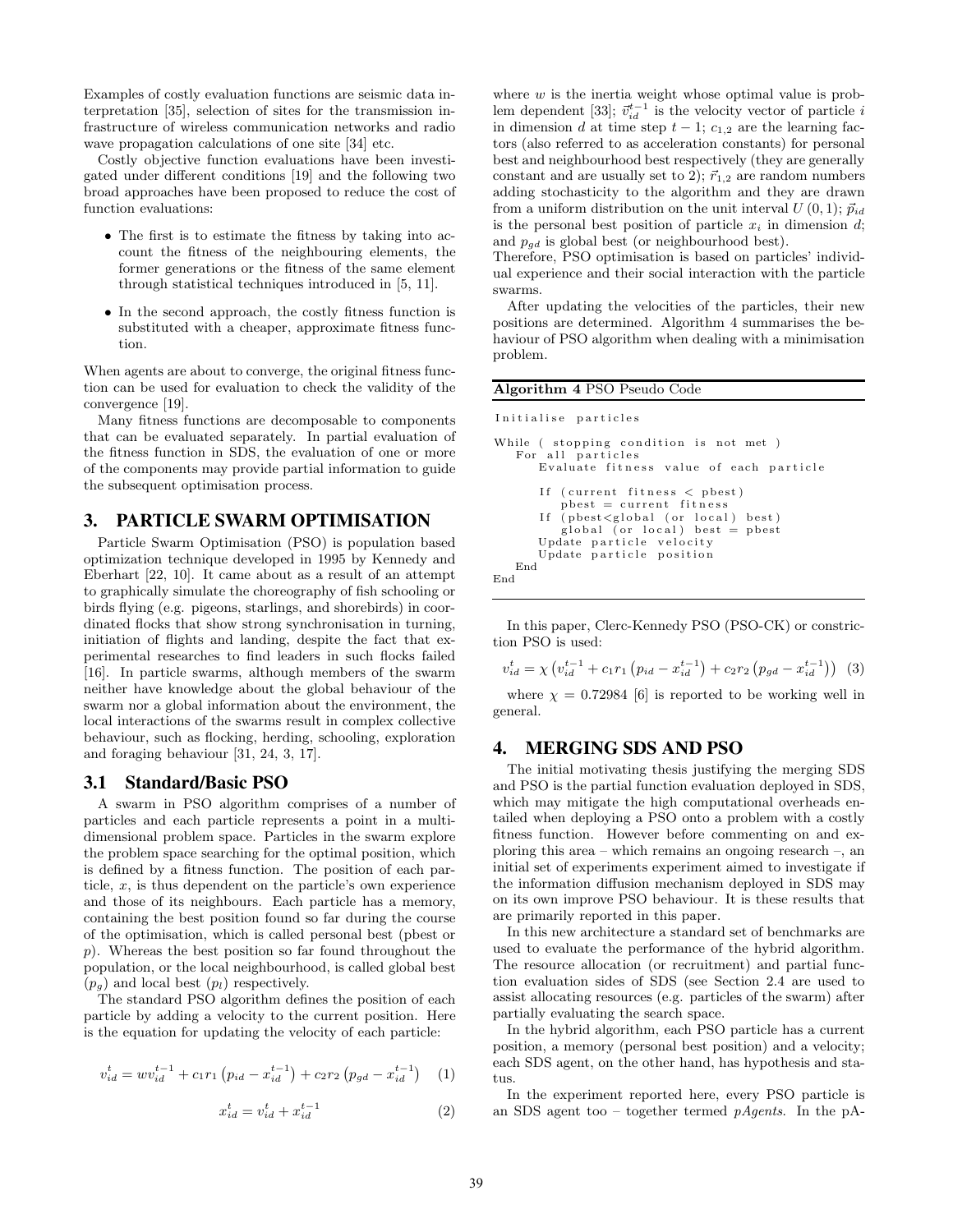Examples of costly evaluation functions are seismic data interpretation [35], selection of sites for the transmission infrastructure of wireless communication networks and radio wave propagation calculations of one site [34] etc.

Costly objective function evaluations have been investigated under different conditions [19] and the following two broad approaches have been proposed to reduce the cost of function evaluations:

- The first is to estimate the fitness by taking into account the fitness of the neighbouring elements, the former generations or the fitness of the same element through statistical techniques introduced in [5, 11].
- In the second approach, the costly fitness function is substituted with a cheaper, approximate fitness function.

When agents are about to converge, the original fitness function can be used for evaluation to check the validity of the convergence [19].

Many fitness functions are decomposable to components that can be evaluated separately. In partial evaluation of the fitness function in SDS, the evaluation of one or more of the components may provide partial information to guide the subsequent optimisation process.

## 3. PARTICLE SWARM OPTIMISATION

Particle Swarm Optimisation (PSO) is population based optimization technique developed in 1995 by Kennedy and Eberhart [22, 10]. It came about as a result of an attempt to graphically simulate the choreography of fish schooling or birds flying (e.g. pigeons, starlings, and shorebirds) in coordinated flocks that show strong synchronisation in turning, initiation of flights and landing, despite the fact that experimental researches to find leaders in such flocks failed [16]. In particle swarms, although members of the swarm neither have knowledge about the global behaviour of the swarm nor a global information about the environment, the local interactions of the swarms result in complex collective behaviour, such as flocking, herding, schooling, exploration and foraging behaviour [31, 24, 3, 17].

### 3.1 Standard/Basic PSO

A swarm in PSO algorithm comprises of a number of particles and each particle represents a point in a multi-dimensional problem space. Particles in the swarm explore the problem space searching for the optimal position, which is defined by a fitness function. The position of each particle, $x$, is thus dependent on the particle's own experience and those of its neighbours. Each particle has a memory, containing the best position found so far during the course of the optimisation, which is called personal best (pbest or $p$). Whereas the best position so far found throughout the population, or the local neighbourhood, is called global best ($p_g$) and local best ($p_l$) respectively.

The standard PSO algorithm defines the position of each particle by adding a velocity to the current position. Here is the equation for updating the velocity of each particle:

$$v_{id}^{t} = wv_{id}^{t-1} + c_1 r_1 \left(p_{id} - x_{id}^{t-1}\right) + c_2 r_2 \left(p_{gd} - x_{id}^{t-1}\right) \quad (1)$$

$$x_{id}^{t} = v_{id}^{t} + x_{id}^{t-1} \quad (2)$$

where $w$ is the inertia weight whose optimal value is problem dependent [33]; $\vec{v}_{id}^{t-1}$ is the velocity vector of particle $i$ in dimension $d$ at time step $t-1$; $c_{1,2}$ are the learning factors (also referred to as acceleration constants) for personal best and neighbourhood best respectively (they are generally constant and are usually set to 2); $\vec{r}_{1,2}$ are random numbers adding stochasticity to the algorithm and they are drawn from a uniform distribution on the unit interval $U(0,1)$; $\vec{p}_{id}$ is the personal best position of particle $x_i$ in dimension $d$; and $p_{gd}$ is global best (or neighbourhood best).

Therefore, PSO optimisation is based on particles' individual experience and their social interaction with the particle swarms.

After updating the velocities of the particles, their new positions are determined. Algorithm 4 summarises the behaviour of PSO algorithm when dealing with a minimisation problem.

**Algorithm 4** PSO Pseudo Code

```
Initialise particles

While ( stopping condition is not met )
   For all particles
      Evaluate fitness value of each particle

      If (current fitness < pbest)
         pbest = current fitness
      If (pbest<global (or local) best)
         global (or local) best = pbest
      Update particle velocity
      Update particle position
   End
End
```

In this paper, Clerc-Kennedy PSO (PSO-CK) or constriction PSO is used:

$$v_{id}^{t} = \chi \left(v_{id}^{t-1} + c_1 r_1 \left(p_{id} - x_{id}^{t-1}\right) + c_2 r_2 \left(p_{gd} - x_{id}^{t-1}\right)\right) \quad (3)$$

where $\chi = 0.72984$ [6] is reported to be working well in general.

## 4. MERGING SDS AND PSO

The initial motivating thesis justifying the merging SDS and PSO is the partial function evaluation deployed in SDS, which may mitigate the high computational overheads entailed when deploying a PSO onto a problem with a costly fitness function. However before commenting on and exploring this area – which remains an ongoing research –, an initial set of experiments experiment aimed to investigate if the information diffusion mechanism deployed in SDS may on its own improve PSO behaviour. It is these results that are primarily reported in this paper.

In this new architecture a standard set of benchmarks are used to evaluate the performance of the hybrid algorithm. The resource allocation (or recruitment) and partial function evaluation sides of SDS (see Section 2.4 are used to assist allocating resources (e.g. particles of the swarm) after partially evaluating the search space.

In the hybrid algorithm, each PSO particle has a current position, a memory (personal best position) and a velocity; each SDS agent, on the other hand, has hypothesis and status.

In the experiment reported here, every PSO particle is an SDS agent too – together termed *pAgents*. In the pA-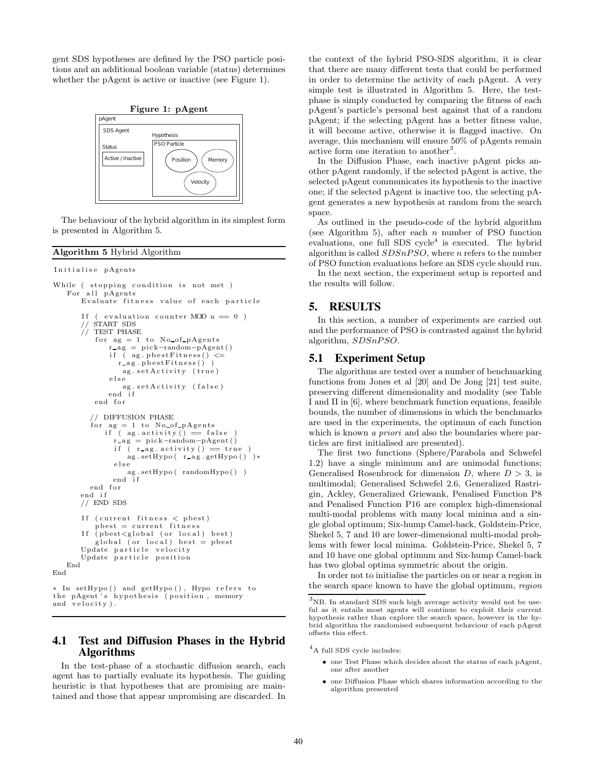gent SDS hypotheses are defined by the PSO particle positions and an additional boolean variable (status) determines whether the pAgent is active or inactive (see Figure 1).

**Figure 1: pAgent**

```
pAgent
 SDS Agent              Hypothesis
                        PSO Particle
 Status                   Position    Memory
 Active / Inactive
                               Velocity
```

The behaviour of the hybrid algorithm in its simplest form is presented in Algorithm 5.

**Algorithm 5** Hybrid Algorithm

```
Initialise pAgents

While ( stopping condition is not met )
   For all pAgents
      Evaluate fitness value of each particle

      If ( evaluation counter MOD n == 0 )
      // START SDS
      // TEST PHASE
         for ag = 1 to No_of_pAgents
            r_ag = pick-random-pAgent()
            if ( ag.pbestFitness() <=
              r_ag.pbestFitness() )
                ag.setActivity (true)
            else
                ag.setActivity (false)
            end if
         end for

        // DIFFUSION PHASE
        for ag = 1 to No_of_pAgents
           if ( ag.activity() == false )
              r_ag = pick-random-pAgent()
              if ( r_ag.activity() == true )
                 ag.setHypo( r_ag.getHypo() )*
              else
                 ag.setHypo( randomHypo() )
              end if
        end for
      end if
      // END SDS

      If (current fitness < pbest)
         pbest = current fitness
      If (pbest<global (or local) best)
         global (or local) best = pbest
      Update particle velocity
      Update particle position
   End
End

* In setHypo() and getHypo(), Hypo refers to
the pAgent's hypothesis (position, memory
and velocity).
```

### 4.1 Test and Diffusion Phases in the Hybrid Algorithms

In the test-phase of a stochastic diffusion search, each agent has to partially evaluate its hypothesis. The guiding heuristic is that hypotheses that are promising are maintained and those that appear unpromising are discarded. In the context of the hybrid PSO-SDS algorithm, it is clear that there are many different tests that could be performed in order to determine the activity of each pAgent. A very simple test is illustrated in Algorithm 5. Here, the test-phase is simply conducted by comparing the fitness of each pAgent's particle's personal best against that of a random pAgent; if the selecting pAgent has a better fitness value, it will become active, otherwise it is flagged inactive. On average, this mechanism will ensure 50% of pAgents remain active form one iteration to another[3].

In the Diffusion Phase, each inactive pAgent picks another pAgent randomly, if the selected pAgent is active, the selected pAgent communicates its hypothesis to the inactive one; if the selected pAgent is inactive too, the selecting pAgent generates a new hypothesis at random from the search space.

As outlined in the pseudo-code of the hybrid algorithm (see Algorithm 5), after each $n$ number of PSO function evaluations, one full SDS cycle[4] is executed. The hybrid algorithm is called $SDSnPSO$, where $n$ refers to the number of PSO function evaluations before an SDS cycle should run.

In the next section, the experiment setup is reported and the results will follow.

## 5. RESULTS

In this section, a number of experiments are carried out and the performance of PSO is contrasted against the hybrid algorithm, $SDSnPSO$.

### 5.1 Experiment Setup

The algorithms are tested over a number of benchmarking functions from Jones et al [20] and De Jong [21] test suite, preserving different dimensionality and modality (see Table I and II in [6], where benchmark function equations, feasible bounds, the number of dimensions in which the benchmarks are used in the experiments, the optimum of each function which is known *a priori* and also the boundaries where particles are first initialised are presented).

The first two functions (Sphere/Parabola and Schwefel 1.2) have a single minimum and are unimodal functions; Generalised Rosenbrock for dimension $D$, where $D > 3$, is multimodal; Generalised Schwefel 2.6, Generalized Rastrigin, Ackley, Generalized Griewank, Penalised Function P8 and Penalised Function P16 are complex high-dimensional multi-modal problems with many local minima and a single global optimum; Six-hump Camel-back, Goldstein-Price, Shekel 5, 7 and 10 are lower-dimensional multi-modal problems with fewer local minima. Goldstein-Price, Shekel 5, 7 and 10 have one global optimum and Six-hump Camel-back has two global optima symmetric about the origin.

In order not to initialise the particles on or near a region in the search space known to have the global optimum, *region*

---

[3] NB. In standard SDS such high average activity would not be useful as it entails most agents will continue to exploit their current hypothesis rather than explore the search space, however in the hybrid algorithm the randomised subsequent behaviour of each pAgent offsets this effect.

[4] A full SDS cycle includes:

- one Test Phase which decides about the status of each pAgent, one after another
- one Diffusion Phase which shares information according to the algorithm presented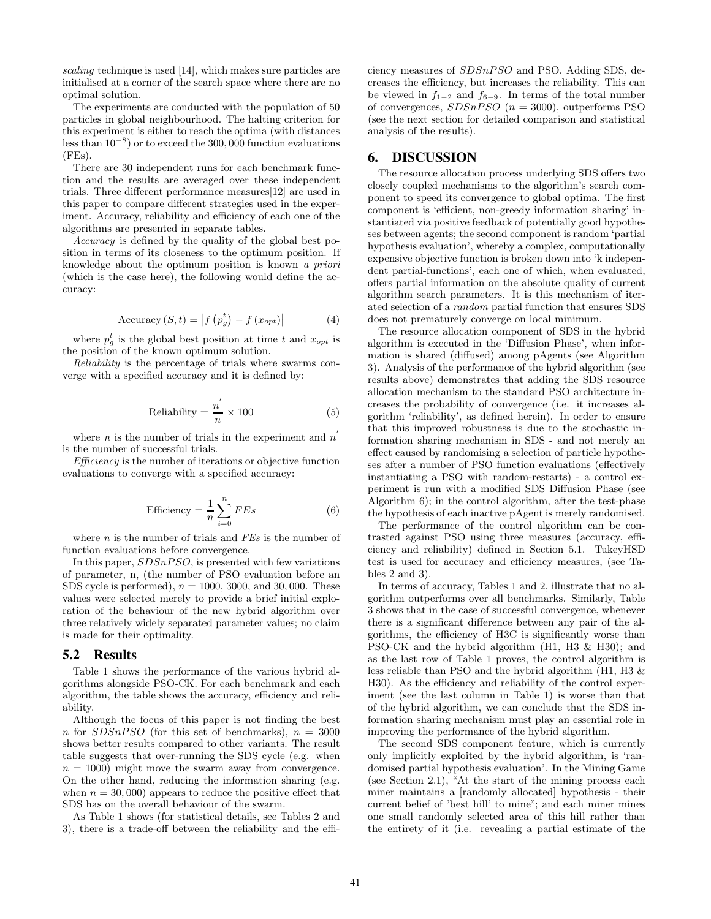*scaling* technique is used [14], which makes sure particles are initialised at a corner of the search space where there are no optimal solution.

The experiments are conducted with the population of 50 particles in global neighbourhood. The halting criterion for this experiment is either to reach the optima (with distances less than $10^{-8}$) or to exceed the 300,000 function evaluations (FEs).

There are 30 independent runs for each benchmark function and the results are averaged over these independent trials. Three different performance measures[12] are used in this paper to compare different strategies used in the experiment. Accuracy, reliability and efficiency of each one of the algorithms are presented in separate tables.

*Accuracy* is defined by the quality of the global best position in terms of its closeness to the optimum position. If knowledge about the optimum position is known *a priori* (which is the case here), the following would define the accuracy:

$$\text{Accuracy}\,(S,t) = \left| f\left(p_g^t\right) - f\left(x_{opt}\right) \right| \tag{4}$$

where $p_g^t$ is the global best position at time $t$ and $x_{opt}$ is the position of the known optimum solution.

*Reliability* is the percentage of trials where swarms converge with a specified accuracy and it is defined by:

$$\text{Reliability} = \frac{n^{'}}{n} \times 100 \tag{5}$$

where $n$ is the number of trials in the experiment and $n^{'}$ is the number of successful trials.

*Efficiency* is the number of iterations or objective function evaluations to converge with a specified accuracy:

$$\text{Efficiency} = \frac{1}{n} \sum_{i=0}^{n} FEs \tag{6}$$

where $n$ is the number of trials and $FEs$ is the number of function evaluations before convergence.

In this paper, $SDSnPSO$, is presented with few variations of parameter, n, (the number of PSO evaluation before an SDS cycle is performed), $n = 1000$, $3000$, and $30,000$. These values were selected merely to provide a brief initial exploration of the behaviour of the new hybrid algorithm over three relatively widely separated parameter values; no claim is made for their optimality.

## 5.2 Results

Table 1 shows the performance of the various hybrid algorithms alongside PSO-CK. For each benchmark and each algorithm, the table shows the accuracy, efficiency and reliability.

Although the focus of this paper is not finding the best $n$ for $SDSnPSO$ (for this set of benchmarks), $n = 3000$ shows better results compared to other variants. The result table suggests that over-running the SDS cycle (e.g. when $n = 1000$) might move the swarm away from convergence. On the other hand, reducing the information sharing (e.g. when $n = 30,000$) appears to reduce the positive effect that SDS has on the overall behaviour of the swarm.

As Table 1 shows (for statistical details, see Tables 2 and 3), there is a trade-off between the reliability and the efficiency measures of $SDSnPSO$ and PSO. Adding SDS, decreases the efficiency, but increases the reliability. This can be viewed in $f_{1-2}$ and $f_{6-9}$. In terms of the total number of convergences, $SDSnPSO$ ($n = 3000$), outperforms PSO (see the next section for detailed comparison and statistical analysis of the results).

# 6. DISCUSSION

The resource allocation process underlying SDS offers two closely coupled mechanisms to the algorithm's search component to speed its convergence to global optima. The first component is 'efficient, non-greedy information sharing' instantiated via positive feedback of potentially good hypotheses between agents; the second component is random 'partial hypothesis evaluation', whereby a complex, computationally expensive objective function is broken down into 'k independent partial-functions', each one of which, when evaluated, offers partial information on the absolute quality of current algorithm search parameters. It is this mechanism of iterated selection of a *random* partial function that ensures SDS does not prematurely converge on local minimum.

The resource allocation component of SDS in the hybrid algorithm is executed in the 'Diffusion Phase', when information is shared (diffused) among pAgents (see Algorithm 3). Analysis of the performance of the hybrid algorithm (see results above) demonstrates that adding the SDS resource allocation mechanism to the standard PSO architecture increases the probability of convergence (i.e. it increases algorithm 'reliability', as defined herein). In order to ensure that this improved robustness is due to the stochastic information sharing mechanism in SDS - and not merely an effect caused by randomising a selection of particle hypotheses after a number of PSO function evaluations (effectively instantiating a PSO with random-restarts) - a control experiment is run with a modified SDS Diffusion Phase (see Algorithm 6); in the control algorithm, after the test-phase the hypothesis of each inactive pAgent is merely randomised.

The performance of the control algorithm can be contrasted against PSO using three measures (accuracy, efficiency and reliability) defined in Section 5.1. TukeyHSD test is used for accuracy and efficiency measures, (see Tables 2 and 3).

In terms of accuracy, Tables 1 and 2, illustrate that no algorithm outperforms over all benchmarks. Similarly, Table 3 shows that in the case of successful convergence, whenever there is a significant difference between any pair of the algorithms, the efficiency of H3C is significantly worse than PSO-CK and the hybrid algorithm (H1, H3 & H30); and as the last row of Table 1 proves, the control algorithm is less reliable than PSO and the hybrid algorithm (H1, H3 & H30). As the efficiency and reliability of the control experiment (see the last column in Table 1) is worse than that of the hybrid algorithm, we can conclude that the SDS information sharing mechanism must play an essential role in improving the performance of the hybrid algorithm.

The second SDS component feature, which is currently only implicitly exploited by the hybrid algorithm, is 'randomised partial hypothesis evaluation'. In the Mining Game (see Section 2.1), "At the start of the mining process each miner maintains a [randomly allocated] hypothesis - their current belief of 'best hill' to mine"; and each miner mines one small randomly selected area of this hill rather than the entirety of it (i.e. revealing a partial estimate of the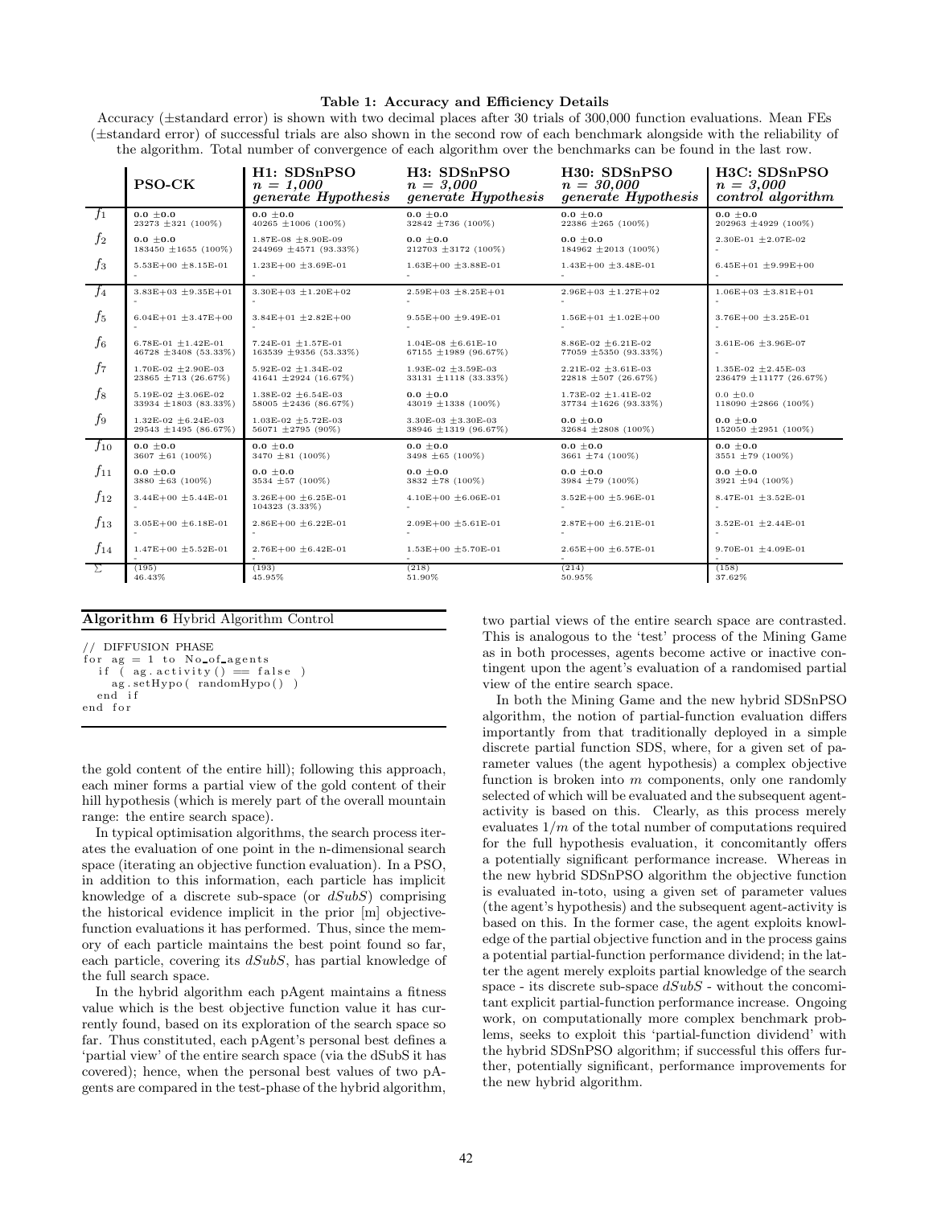**Table 1: Accuracy and Efficiency Details**

Accuracy (±standard error) is shown with two decimal places after 30 trials of 300,000 function evaluations. Mean FEs (±standard error) of successful trials are also shown in the second row of each benchmark alongside with the reliability of the algorithm. Total number of convergence of each algorithm over the benchmarks can be found in the last row.

| | **PSO-CK** | **H1: SDSnPSO** $n = 1,000$ ***generate Hypothesis*** | **H3: SDSnPSO** $n = 3,000$ ***generate Hypothesis*** | **H30: SDSnPSO** $n = 30,000$ ***generate Hypothesis*** | **H3C: SDSnPSO** $n = 3,000$ ***control algorithm*** |
|---|---|---|---|---|---|
| $f_1$ | **0.0 ±0.0**<br>23273 ±321 (100%) | **0.0 ±0.0**<br>40265 ±1006 (100%) | **0.0 ±0.0**<br>32842 ±736 (100%) | **0.0 ±0.0**<br>22386 ±265 (100%) | **0.0 ±0.0**<br>202963 ±4929 (100%) |
| $f_2$ | **0.0 ±0.0**<br>183450 ±1655 (100%) | 1.87E-08 ±8.90E-09<br>244969 ±4571 (93.33%) | **0.0 ±0.0**<br>212703 ±3172 (100%) | **0.0 ±0.0**<br>184962 ±2013 (100%) | 2.30E-01 ±2.07E-02<br>- |
| $f_3$ | 5.53E+00 ±8.15E-01<br>- | 1.23E+00 ±3.69E-01<br>- | 1.63E+00 ±3.88E-01<br>- | 1.43E+00 ±3.48E-01<br>- | 6.45E+01 ±9.99E+00<br>- |
| $f_4$ | 3.83E+03 ±9.35E+01<br>- | 3.30E+03 ±1.20E+02<br>- | 2.59E+03 ±8.25E+01<br>- | 2.96E+03 ±1.27E+02<br>- | 1.06E+03 ±3.81E+01<br>- |
| $f_5$ | 6.04E+01 ±3.47E+00<br>- | 3.84E+01 ±2.82E+00<br>- | 9.55E+00 ±9.49E-01<br>- | 1.56E+01 ±1.02E+00<br>- | 3.76E+00 ±3.25E-01<br>- |
| $f_6$ | 6.78E-01 ±1.42E-01<br>46728 ±3408 (53.33%) | 7.24E-01 ±1.57E-01<br>163539 ±9356 (53.33%) | 1.04E-08 ±6.61E-10<br>67155 ±1989 (96.67%) | 8.86E-02 ±6.21E-02<br>77059 ±5350 (93.33%) | 3.61E-06 ±3.96E-07<br>- |
| $f_7$ | 1.70E-02 ±2.90E-03<br>23865 ±713 (26.67%) | 5.92E-02 ±1.34E-02<br>41641 ±2924 (16.67%) | 1.93E-02 ±3.59E-03<br>33131 ±1118 (33.33%) | 2.21E-02 ±3.61E-03<br>22818 ±507 (26.67%) | 1.35E-02 ±2.45E-03<br>236479 ±11177 (26.67%) |
| $f_8$ | 5.19E-02 ±3.06E-02<br>33934 ±1803 (83.33%) | 1.38E-02 ±6.54E-03<br>58005 ±2436 (86.67%) | **0.0 ±0.0**<br>43019 ±1338 (100%) | 1.73E-02 ±1.41E-02<br>37734 ±1626 (93.33%) | 0.0 ±0.0<br>118090 ±2866 (100%) |
| $f_9$ | 1.32E-02 ±6.24E-03<br>29543 ±1495 (86.67%) | 1.03E-02 ±5.72E-03<br>56071 ±2795 (90%) | 3.30E-03 ±3.30E-03<br>38946 ±1319 (96.67%) | **0.0 ±0.0**<br>32684 ±2808 (100%) | **0.0 ±0.0**<br>152050 ±2951 (100%) |
| $f_{10}$ | **0.0 ±0.0**<br>3607 ±61 (100%) | **0.0 ±0.0**<br>3470 ±81 (100%) | **0.0 ±0.0**<br>3498 ±65 (100%) | **0.0 ±0.0**<br>3661 ±74 (100%) | **0.0 ±0.0**<br>3551 ±79 (100%) |
| $f_{11}$ | **0.0 ±0.0**<br>3880 ±63 (100%) | **0.0 ±0.0**<br>3534 ±57 (100%) | **0.0 ±0.0**<br>3832 ±78 (100%) | **0.0 ±0.0**<br>3984 ±79 (100%) | **0.0 ±0.0**<br>3921 ±94 (100%) |
| $f_{12}$ | 3.44E+00 ±5.44E-01<br>- | 3.26E+00 ±6.25E-01<br>104323 (3.33%) | 4.10E+00 ±6.06E-01<br>- | 3.52E+00 ±5.96E-01<br>- | 8.47E-01 ±3.52E-01<br>- |
| $f_{13}$ | 3.05E+00 ±6.18E-01<br>- | 2.86E+00 ±6.22E-01<br>- | 2.09E+00 ±5.61E-01<br>- | 2.87E+00 ±6.21E-01<br>- | 3.52E-01 ±2.44E-01<br>- |
| $f_{14}$ | 1.47E+00 ±5.52E-01<br>- | 2.76E+00 ±6.42E-01<br>- | 1.53E+00 ±5.70E-01<br>- | 2.65E+00 ±6.57E-01<br>- | 9.70E-01 ±4.09E-01<br>- |
| $\sum$ | (195)<br>46.43% | (193)<br>45.95% | (218)<br>51.90% | (214)<br>50.95% | (158)<br>37.62% |

**Algorithm 6** Hybrid Algorithm Control

```
// DIFFUSION PHASE
for ag = 1 to No_of_agents
  if ( ag.activity() == false )
    ag.setHypo( randomHypo() )
  end if
end for
```

the gold content of the entire hill); following this approach, each miner forms a partial view of the gold content of their hill hypothesis (which is merely part of the overall mountain range: the entire search space).

In typical optimisation algorithms, the search process iterates the evaluation of one point in the n-dimensional search space (iterating an objective function evaluation). In a PSO, in addition to this information, each particle has implicit knowledge of a discrete sub-space (or *dSubS*) comprising the historical evidence implicit in the prior [m] objective-function evaluations it has performed. Thus, since the memory of each particle maintains the best point found so far, each particle, covering its *dSubS*, has partial knowledge of the full search space.

In the hybrid algorithm each pAgent maintains a fitness value which is the best objective function value it has currently found, based on its exploration of the search space so far. Thus constituted, each pAgent's personal best defines a 'partial view' of the entire search space (via the dSubS it has covered); hence, when the personal best values of two pAgents are compared in the test-phase of the hybrid algorithm, two partial views of the entire search space are contrasted. This is analogous to the 'test' process of the Mining Game as in both processes, agents become active or inactive contingent upon the agent's evaluation of a randomised partial view of the entire search space.

In both the Mining Game and the new hybrid SDSnPSO algorithm, the notion of partial-function evaluation differs importantly from that traditionally deployed in a simple discrete partial function SDS, where, for a given set of parameter values (the agent hypothesis) a complex objective function is broken into $m$ components, only one randomly selected of which will be evaluated and the subsequent agent-activity is based on this. Clearly, as this process merely evaluates $1/m$ of the total number of computations required for the full hypothesis evaluation, it concomitantly offers a potentially significant performance increase. Whereas in the new hybrid SDSnPSO algorithm the objective function is evaluated in-toto, using a given set of parameter values (the agent's hypothesis) and the subsequent agent-activity is based on this. In the former case, the agent exploits knowledge of the partial objective function and in the process gains a potential partial-function performance dividend; in the latter the agent merely exploits partial knowledge of the search space - its discrete sub-space *dSubS* - without the concomitant explicit partial-function performance increase. Ongoing work, on computationally more complex benchmark problems, seeks to exploit this 'partial-function dividend' with the hybrid SDSnPSO algorithm; if successful this offers further, potentially significant, performance improvements for the new hybrid algorithm.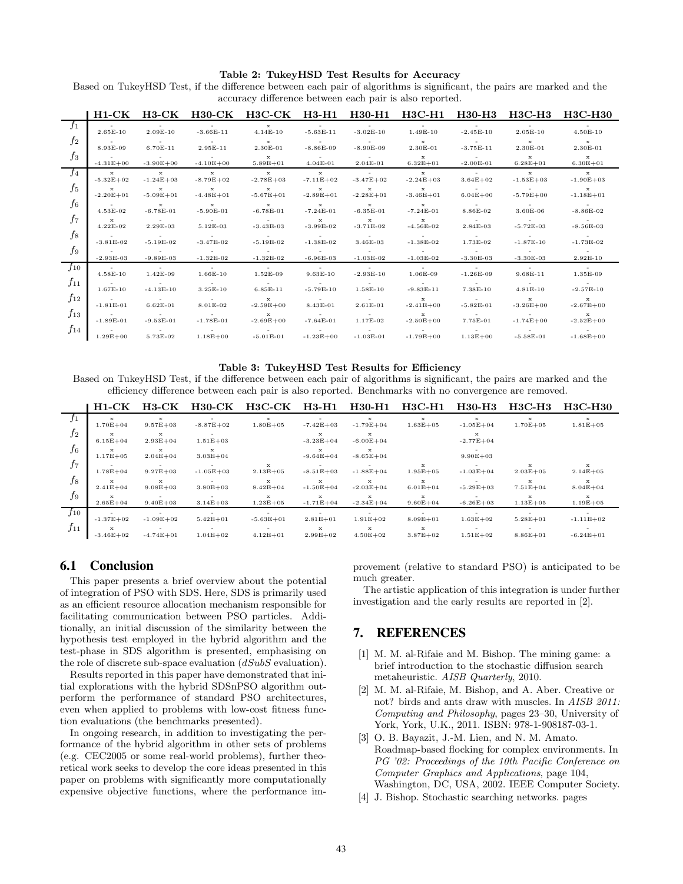**Table 2: TukeyHSD Test Results for Accuracy**

Based on TukeyHSD Test, if the difference between each pair of algorithms is significant, the pairs are marked and the accuracy difference between each pair is also reported.

| | H1-CK | H3-CK | H30-CK | H3C-CK | H3-H1 | H30-H1 | H3C-H1 | H30-H3 | H3C-H3 | H3C-H30 |
|---|---|---|---|---|---|---|---|---|---|---|
| $f_1$ | - 2.65E-10 | - 2.09E-10 | - -3.66E-11 | x 4.14E-10 | - -5.63E-11 | - -3.02E-10 | - 1.49E-10 | - -2.45E-10 | - 2.05E-10 | - 4.50E-10 |
| $f_2$ | - 8.93E-09 | - 6.70E-11 | - 2.95E-11 | x 2.30E-01 | - -8.86E-09 | - -8.90E-09 | x 2.30E-01 | - -3.75E-11 | x 2.30E-01 | x 2.30E-01 |
| $f_3$ | - -4.31E+00 | - -3.90E+00 | - -4.10E+00 | x 5.89E+01 | - 4.04E-01 | - 2.04E-01 | x 6.32E+01 | - -2.00E-01 | x 6.28E+01 | x 6.30E+01 |
| $f_4$ | x -5.32E+02 | x -1.24E+03 | x -8.79E+02 | x -2.78E+03 | x -7.11E+02 | x -3.47E+02 | x -2.24E+03 | - 3.64E+02 | x -1.53E+03 | x -1.90E+03 |
| $f_5$ | x -2.20E+01 | x -5.09E+01 | x -4.48E+01 | x -5.67E+01 | x -2.89E+01 | x -2.28E+01 | x -3.46E+01 | - 6.04E+00 | - -5.79E+00 | x -1.18E+01 |
| $f_6$ | - 4.53E-02 | x -6.78E-01 | x -5.90E-01 | x -6.78E-01 | x -7.24E-01 | x -6.35E-01 | x -7.24E-01 | - 8.86E-02 | - 3.60E-06 | - -8.86E-02 |
| $f_7$ | x 4.22E-02 | - 2.29E-03 | - 5.12E-03 | - -3.43E-03 | x -3.99E-02 | x -3.71E-02 | x -4.56E-02 | - 2.84E-03 | - -5.72E-03 | - -8.56E-03 |
| $f_8$ | - -3.81E-02 | - -5.19E-02 | - -3.47E-02 | - -5.19E-02 | - -1.38E-02 | - 3.46E-03 | - -1.38E-02 | - 1.73E-02 | - -1.87E-10 | - -1.73E-02 |
| $f_9$ | - -2.93E-03 | - -9.89E-03 | - -1.32E-02 | - -1.32E-02 | - -6.96E-03 | - -1.03E-02 | - -1.03E-02 | - -3.30E-03 | - -3.30E-03 | - 2.92E-10 |
| $f_{10}$ | - 4.58E-10 | - 1.42E-09 | - 1.66E-10 | - 1.52E-09 | - 9.63E-10 | - -2.93E-10 | - 1.06E-09 | - -1.26E-09 | - 9.68E-11 | - 1.35E-09 |
| $f_{11}$ | - 1.67E-10 | - -4.13E-10 | - 3.25E-10 | - 6.85E-11 | - -5.79E-10 | - 1.58E-10 | - -9.83E-11 | - 7.38E-10 | - 4.81E-10 | - -2.57E-10 |
| $f_{12}$ | - -1.81E-01 | - 6.62E-01 | - 8.01E-02 | x -2.59E+00 | - 8.43E-01 | - 2.61E-01 | x -2.41E+00 | - -5.82E-01 | x -3.26E+00 | x -2.67E+00 |
| $f_{13}$ | - -1.89E-01 | - -9.53E-01 | - -1.78E-01 | x -2.69E+00 | - -7.64E-01 | - 1.17E-02 | x -2.50E+00 | - 7.75E-01 | - -1.74E+00 | x -2.52E+00 |
| $f_{14}$ | - 1.29E+00 | - 5.73E-02 | - 1.18E+00 | - -5.01E-01 | - -1.23E+00 | - -1.03E-01 | - -1.79E+00 | - 1.13E+00 | - -5.58E-01 | - -1.68E+00 |

**Table 3: TukeyHSD Test Results for Efficiency**

Based on TukeyHSD Test, if the difference between each pair of algorithms is significant, the pairs are marked and the efficiency difference between each pair is also reported. Benchmarks with no convergence are removed.

| | H1-CK | H3-CK | H30-CK | H3C-CK | H3-H1 | H30-H1 | H3C-H1 | H30-H3 | H3C-H3 | H3C-H30 |
|---|---|---|---|---|---|---|---|---|---|---|
| $f_1$ | x 1.70E+04 | x 9.57E+03 | - -8.87E+02 | x 1.80E+05 | - -7.42E+03 | x -1.79E+04 | x 1.63E+05 | x -1.05E+04 | x 1.70E+05 | x 1.81E+05 |
| $f_2$ | x 6.15E+04 | - 2.93E+04 | - 1.51E+03 | | x -3.23E+04 | x -6.00E+04 | | x -2.77E+04 | | |
| $f_6$ | x 1.17E+05 | x 2.04E+04 | x 3.03E+04 | | x -9.64E+04 | x -8.65E+04 | | - 9.90E+03 | | |
| $f_7$ | - 1.78E+04 | - 9.27E+03 | - -1.05E+03 | x 2.13E+05 | - -8.51E+03 | - -1.88E+04 | x 1.95E+05 | - -1.03E+04 | x 2.03E+05 | x 2.14E+05 |
| $f_8$ | x 2.41E+04 | x 9.08E+03 | - 3.80E+03 | x 8.42E+04 | x -1.50E+04 | x -2.03E+04 | x 6.01E+04 | - -5.29E+03 | x 7.51E+04 | x 8.04E+04 |
| $f_9$ | x 2.65E+04 | - 9.40E+03 | - 3.14E+03 | x 1.23E+05 | x -1.71E+04 | x -2.34E+04 | x 9.60E+04 | - -6.26E+03 | x 1.13E+05 | x 1.19E+05 |
| $f_{10}$ | - -1.37E+02 | - -1.09E+02 | - 5.42E+01 | - -5.63E+01 | - 2.81E+01 | - 1.91E+02 | - 8.09E+01 | - 1.63E+02 | - 5.28E+01 | - -1.11E+02 |
| $f_{11}$ | x -3.46E+02 | - -4.74E+01 | - 1.04E+02 | - 4.12E+01 | x 2.99E+02 | x 4.50E+02 | x 3.87E+02 | - 1.51E+02 | - 8.86E+01 | - -6.24E+01 |

## 6.1 Conclusion

This paper presents a brief overview about the potential of integration of PSO with SDS. Here, SDS is primarily used as an efficient resource allocation mechanism responsible for facilitating communication between PSO particles. Additionally, an initial discussion of the similarity between the hypothesis test employed in the hybrid algorithm and the test-phase in SDS algorithm is presented, emphasising on the role of discrete sub-space evaluation (*dSubS* evaluation).

Results reported in this paper have demonstrated that initial explorations with the hybrid SDSnPSO algorithm outperform the performance of standard PSO architectures, even when applied to problems with low-cost fitness function evaluations (the benchmarks presented).

In ongoing research, in addition to investigating the performance of the hybrid algorithm in other sets of problems (e.g. CEC2005 or some real-world problems), further theoretical work seeks to develop the core ideas presented in this paper on problems with significantly more computationally expensive objective functions, where the performance improvement (relative to standard PSO) is anticipated to be much greater.

The artistic application of this integration is under further investigation and the early results are reported in [2].

# 7. REFERENCES

[1] M. M. al-Rifaie and M. Bishop. The mining game: a brief introduction to the stochastic diffusion search metaheuristic. *AISB Quarterly*, 2010.

[2] M. M. al-Rifaie, M. Bishop, and A. Aber. Creative or not? birds and ants draw with muscles. In *AISB 2011: Computing and Philosophy*, pages 23–30, University of York, York, U.K., 2011. ISBN: 978-1-908187-03-1.

[3] O. B. Bayazit, J.-M. Lien, and N. M. Amato. Roadmap-based flocking for complex environments. In *PG '02: Proceedings of the 10th Pacific Conference on Computer Graphics and Applications*, page 104, Washington, DC, USA, 2002. IEEE Computer Society.

[4] J. Bishop. Stochastic searching networks. pages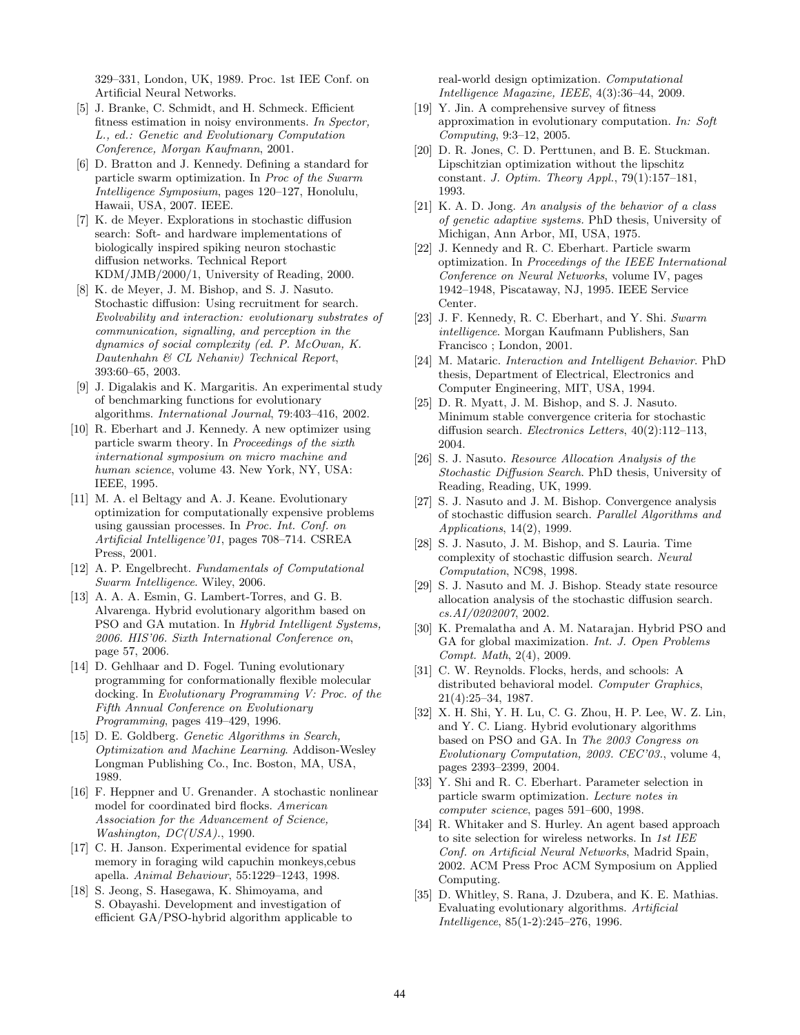329–331, London, UK, 1989. Proc. 1st IEE Conf. on Artificial Neural Networks.

[5] J. Branke, C. Schmidt, and H. Schmeck. Efficient fitness estimation in noisy environments. *In Spector, L., ed.: Genetic and Evolutionary Computation Conference, Morgan Kaufmann*, 2001.

[6] D. Bratton and J. Kennedy. Defining a standard for particle swarm optimization. In *Proc of the Swarm Intelligence Symposium*, pages 120–127, Honolulu, Hawaii, USA, 2007. IEEE.

[7] K. de Meyer. Explorations in stochastic diffusion search: Soft- and hardware implementations of biologically inspired spiking neuron stochastic diffusion networks. Technical Report KDM/JMB/2000/1, University of Reading, 2000.

[8] K. de Meyer, J. M. Bishop, and S. J. Nasuto. Stochastic diffusion: Using recruitment for search. *Evolvability and interaction: evolutionary substrates of communication, signalling, and perception in the dynamics of social complexity (ed. P. McOwan, K. Dautenhahn & CL Nehaniv) Technical Report*, 393:60–65, 2003.

[9] J. Digalakis and K. Margaritis. An experimental study of benchmarking functions for evolutionary algorithms. *International Journal*, 79:403–416, 2002.

[10] R. Eberhart and J. Kennedy. A new optimizer using particle swarm theory. In *Proceedings of the sixth international symposium on micro machine and human science*, volume 43. New York, NY, USA: IEEE, 1995.

[11] M. A. el Beltagy and A. J. Keane. Evolutionary optimization for computationally expensive problems using gaussian processes. In *Proc. Int. Conf. on Artificial Intelligence'01*, pages 708–714. CSREA Press, 2001.

[12] A. P. Engelbrecht. *Fundamentals of Computational Swarm Intelligence*. Wiley, 2006.

[13] A. A. A. Esmin, G. Lambert-Torres, and G. B. Alvarenga. Hybrid evolutionary algorithm based on PSO and GA mutation. In *Hybrid Intelligent Systems, 2006. HIS'06. Sixth International Conference on*, page 57, 2006.

[14] D. Gehlhaar and D. Fogel. Tuning evolutionary programming for conformationally flexible molecular docking. In *Evolutionary Programming V: Proc. of the Fifth Annual Conference on Evolutionary Programming*, pages 419–429, 1996.

[15] D. E. Goldberg. *Genetic Algorithms in Search, Optimization and Machine Learning*. Addison-Wesley Longman Publishing Co., Inc. Boston, MA, USA, 1989.

[16] F. Heppner and U. Grenander. A stochastic nonlinear model for coordinated bird flocks. *American Association for the Advancement of Science, Washington, DC(USA).*, 1990.

[17] C. H. Janson. Experimental evidence for spatial memory in foraging wild capuchin monkeys,cebus apella. *Animal Behaviour*, 55:1229–1243, 1998.

[18] S. Jeong, S. Hasegawa, K. Shimoyama, and S. Obayashi. Development and investigation of efficient GA/PSO-hybrid algorithm applicable to real-world design optimization. *Computational Intelligence Magazine, IEEE*, 4(3):36–44, 2009.

[19] Y. Jin. A comprehensive survey of fitness approximation in evolutionary computation. *In: Soft Computing*, 9:3–12, 2005.

[20] D. R. Jones, C. D. Perttunen, and B. E. Stuckman. Lipschitzian optimization without the lipschitz constant. *J. Optim. Theory Appl.*, 79(1):157–181, 1993.

[21] K. A. D. Jong. *An analysis of the behavior of a class of genetic adaptive systems.* PhD thesis, University of Michigan, Ann Arbor, MI, USA, 1975.

[22] J. Kennedy and R. C. Eberhart. Particle swarm optimization. In *Proceedings of the IEEE International Conference on Neural Networks*, volume IV, pages 1942–1948, Piscataway, NJ, 1995. IEEE Service Center.

[23] J. F. Kennedy, R. C. Eberhart, and Y. Shi. *Swarm intelligence*. Morgan Kaufmann Publishers, San Francisco ; London, 2001.

[24] M. Mataric. *Interaction and Intelligent Behavior*. PhD thesis, Department of Electrical, Electronics and Computer Engineering, MIT, USA, 1994.

[25] D. R. Myatt, J. M. Bishop, and S. J. Nasuto. Minimum stable convergence criteria for stochastic diffusion search. *Electronics Letters*, 40(2):112–113, 2004.

[26] S. J. Nasuto. *Resource Allocation Analysis of the Stochastic Diffusion Search*. PhD thesis, University of Reading, Reading, UK, 1999.

[27] S. J. Nasuto and J. M. Bishop. Convergence analysis of stochastic diffusion search. *Parallel Algorithms and Applications*, 14(2), 1999.

[28] S. J. Nasuto, J. M. Bishop, and S. Lauria. Time complexity of stochastic diffusion search. *Neural Computation*, NC98, 1998.

[29] S. J. Nasuto and M. J. Bishop. Steady state resource allocation analysis of the stochastic diffusion search. *cs.AI/0202007*, 2002.

[30] K. Premalatha and A. M. Natarajan. Hybrid PSO and GA for global maximization. *Int. J. Open Problems Compt. Math*, 2(4), 2009.

[31] C. W. Reynolds. Flocks, herds, and schools: A distributed behavioral model. *Computer Graphics*, 21(4):25–34, 1987.

[32] X. H. Shi, Y. H. Lu, C. G. Zhou, H. P. Lee, W. Z. Lin, and Y. C. Liang. Hybrid evolutionary algorithms based on PSO and GA. In *The 2003 Congress on Evolutionary Computation, 2003. CEC'03.*, volume 4, pages 2393–2399, 2004.

[33] Y. Shi and R. C. Eberhart. Parameter selection in particle swarm optimization. *Lecture notes in computer science*, pages 591–600, 1998.

[34] R. Whitaker and S. Hurley. An agent based approach to site selection for wireless networks. In *1st IEE Conf. on Artificial Neural Networks*, Madrid Spain, 2002. ACM Press Proc ACM Symposium on Applied Computing.

[35] D. Whitley, S. Rana, J. Dzubera, and K. E. Mathias. Evaluating evolutionary algorithms. *Artificial Intelligence*, 85(1-2):245–276, 1996.